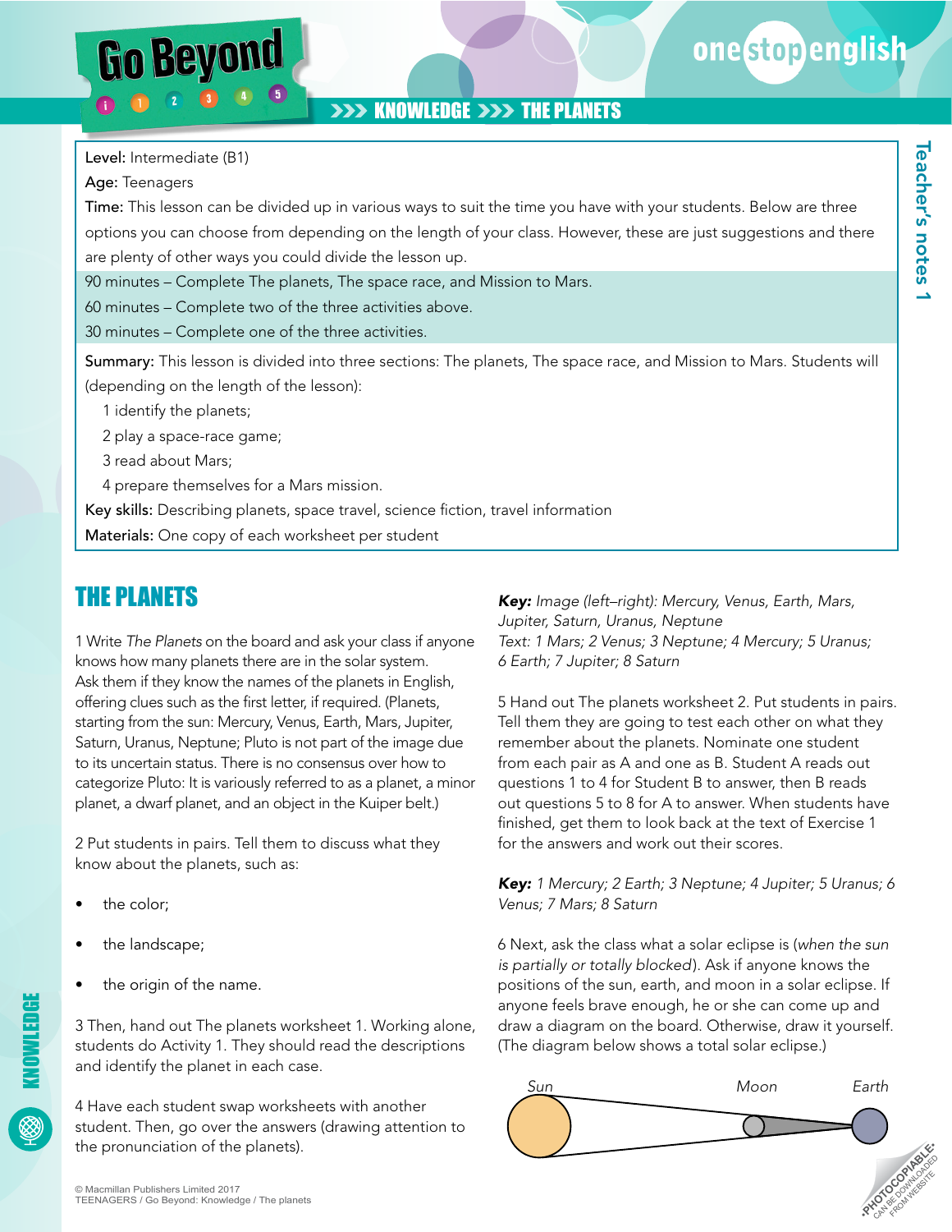# Go Beyond

## KNOWLEDGE >>> THE PLANETS

Teacher's notes 1

**Level:** Intermediate (B1)

**Age:** Teenagers

**Time:** This lesson can be divided up in various ways to suit the time you have with your students. Below are three options you can choose from depending on the length of your class. However, these are just suggestions and there are plenty of other ways you could divide the lesson up.

90 minutes – Complete The planets, The space race, and Mission to Mars.

60 minutes – Complete two of the three activities above.

30 minutes – Complete one of the three activities.

**Summary:** This lesson is divided into three sections: The planets, The space race, and Mission to Mars. Students will (depending on the length of the lesson):

1 identify the planets;
2 play a space-race game;
3 read about Mars;
4 prepare themselves for a Mars mission.

**Key skills:** Describing planets, space travel, science fiction, travel information

**Materials:** One copy of each worksheet per student

## THE PLANETS

1 Write *The Planets* on the board and ask your class if anyone knows how many planets there are in the solar system. Ask them if they know the names of the planets in English, offering clues such as the first letter, if required. (Planets, starting from the sun: Mercury, Venus, Earth, Mars, Jupiter, Saturn, Uranus, Neptune; Pluto is not part of the image due to its uncertain status. There is no consensus over how to categorize Pluto: It is variously referred to as a planet, a minor planet, a dwarf planet, and an object in the Kuiper belt.)

2 Put students in pairs. Tell them to discuss what they know about the planets, such as:

- the color;
- the landscape;
- the origin of the name.

3 Then, hand out The planets worksheet 1. Working alone, students do Activity 1. They should read the descriptions and identify the planet in each case.

4 Have each student swap worksheets with another student. Then, go over the answers (drawing attention to the pronunciation of the planets).

***Key:*** *Image (left–right): Mercury, Venus, Earth, Mars, Jupiter, Saturn, Uranus, Neptune*
*Text: 1 Mars; 2 Venus; 3 Neptune; 4 Mercury; 5 Uranus; 6 Earth; 7 Jupiter; 8 Saturn*

5 Hand out The planets worksheet 2. Put students in pairs. Tell them they are going to test each other on what they remember about the planets. Nominate one student from each pair as A and one as B. Student A reads out questions 1 to 4 for Student B to answer, then B reads out questions 5 to 8 for A to answer. When students have finished, get them to look back at the text of Exercise 1 for the answers and work out their scores.

***Key:*** *1 Mercury; 2 Earth; 3 Neptune; 4 Jupiter; 5 Uranus; 6 Venus; 7 Mars; 8 Saturn*

6 Next, ask the class what a solar eclipse is (*when the sun is partially or totally blocked*). Ask if anyone knows the positions of the sun, earth, and moon in a solar eclipse. If anyone feels brave enough, he or she can come up and draw a diagram on the board. Otherwise, draw it yourself. (The diagram below shows a total solar eclipse.)

Sun Moon Earth

© Macmillan Publishers Limited 2017
TEENAGERS / Go Beyond: Knowledge / The planets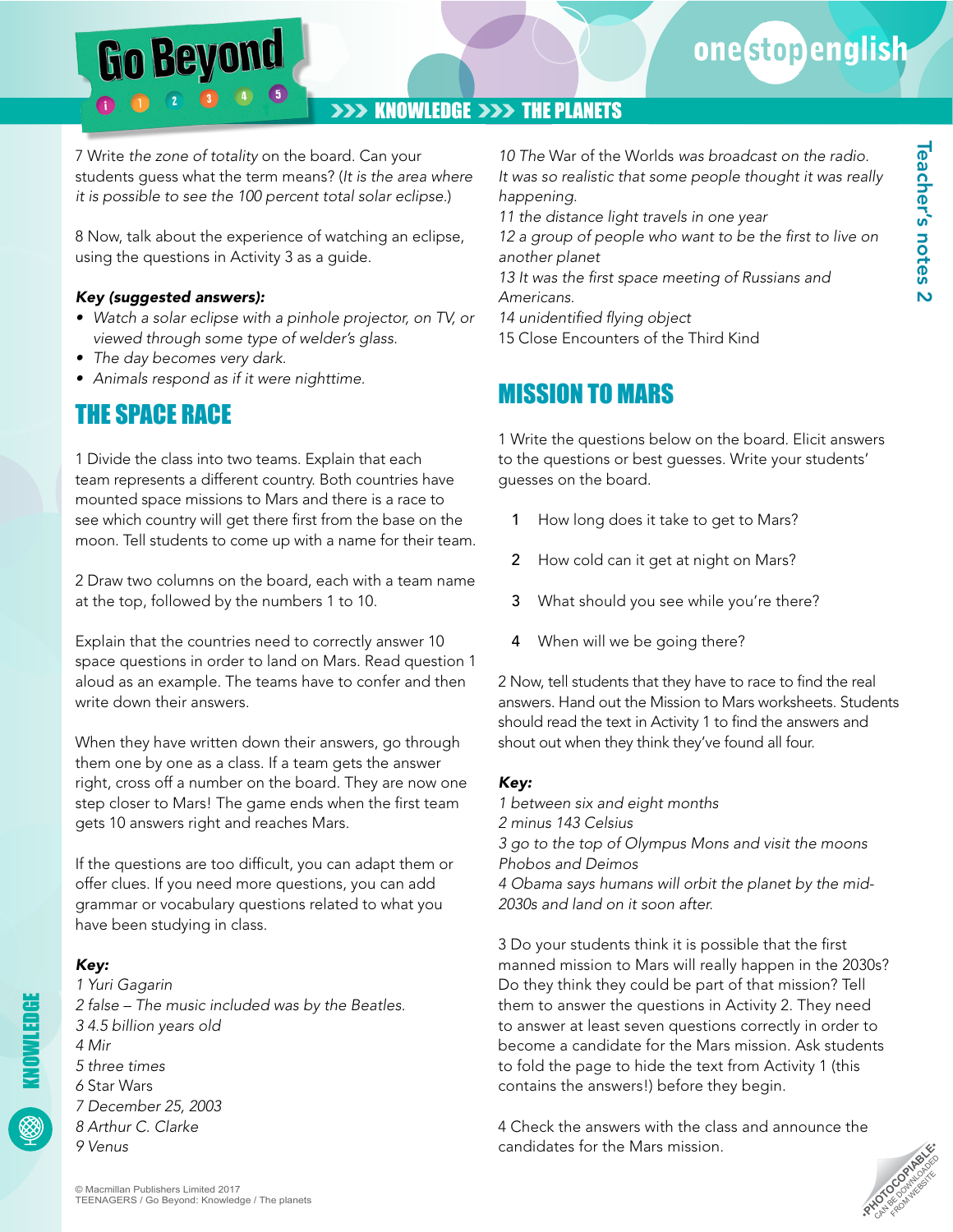7 Write *the zone of totality* on the board. Can your students guess what the term means? (*It is the area where it is possible to see the 100 percent total solar eclipse.*)

8 Now, talk about the experience of watching an eclipse, using the questions in Activity 3 as a guide.

***Key (suggested answers):***

- *Watch a solar eclipse with a pinhole projector, on TV, or viewed through some type of welder's glass.*
- *The day becomes very dark.*
- *Animals respond as if it were nighttime.*

## THE SPACE RACE

1 Divide the class into two teams. Explain that each team represents a different country. Both countries have mounted space missions to Mars and there is a race to see which country will get there first from the base on the moon. Tell students to come up with a name for their team.

2 Draw two columns on the board, each with a team name at the top, followed by the numbers 1 to 10.

Explain that the countries need to correctly answer 10 space questions in order to land on Mars. Read question 1 aloud as an example. The teams have to confer and then write down their answers.

When they have written down their answers, go through them one by one as a class. If a team gets the answer right, cross off a number on the board. They are now one step closer to Mars! The game ends when the first team gets 10 answers right and reaches Mars.

If the questions are too difficult, you can adapt them or offer clues. If you need more questions, you can add grammar or vocabulary questions related to what you have been studying in class.

***Key:***

*1 Yuri Gagarin*
*2 false – The music included was by the Beatles.*
*3 4.5 billion years old*
*4 Mir*
*5 three times*
*6* Star Wars
*7 December 25, 2003*
*8 Arthur C. Clarke*
*9 Venus*
*10* The War of the Worlds *was broadcast on the radio. It was so realistic that some people thought it was really happening.*
*11 the distance light travels in one year*
*12 a group of people who want to be the first to live on another planet*
*13 It was the first space meeting of Russians and Americans.*
*14 unidentified flying object*
15 Close Encounters of the Third Kind

## MISSION TO MARS

1 Write the questions below on the board. Elicit answers to the questions or best guesses. Write your students' guesses on the board.

1. How long does it take to get to Mars?
2. How cold can it get at night on Mars?
3. What should you see while you're there?
4. When will we be going there?

2 Now, tell students that they have to race to find the real answers. Hand out the Mission to Mars worksheets. Students should read the text in Activity 1 to find the answers and shout out when they think they've found all four.

***Key:***

*1 between six and eight months*
*2 minus 143 Celsius*
*3 go to the top of Olympus Mons and visit the moons Phobos and Deimos*
*4 Obama says humans will orbit the planet by the mid-2030s and land on it soon after.*

3 Do your students think it is possible that the first manned mission to Mars will really happen in the 2030s? Do they think they could be part of that mission? Tell them to answer the questions in Activity 2. They need to answer at least seven questions correctly in order to become a candidate for the Mars mission. Ask students to fold the page to hide the text from Activity 1 (this contains the answers!) before they begin.

4 Check the answers with the class and announce the candidates for the Mars mission.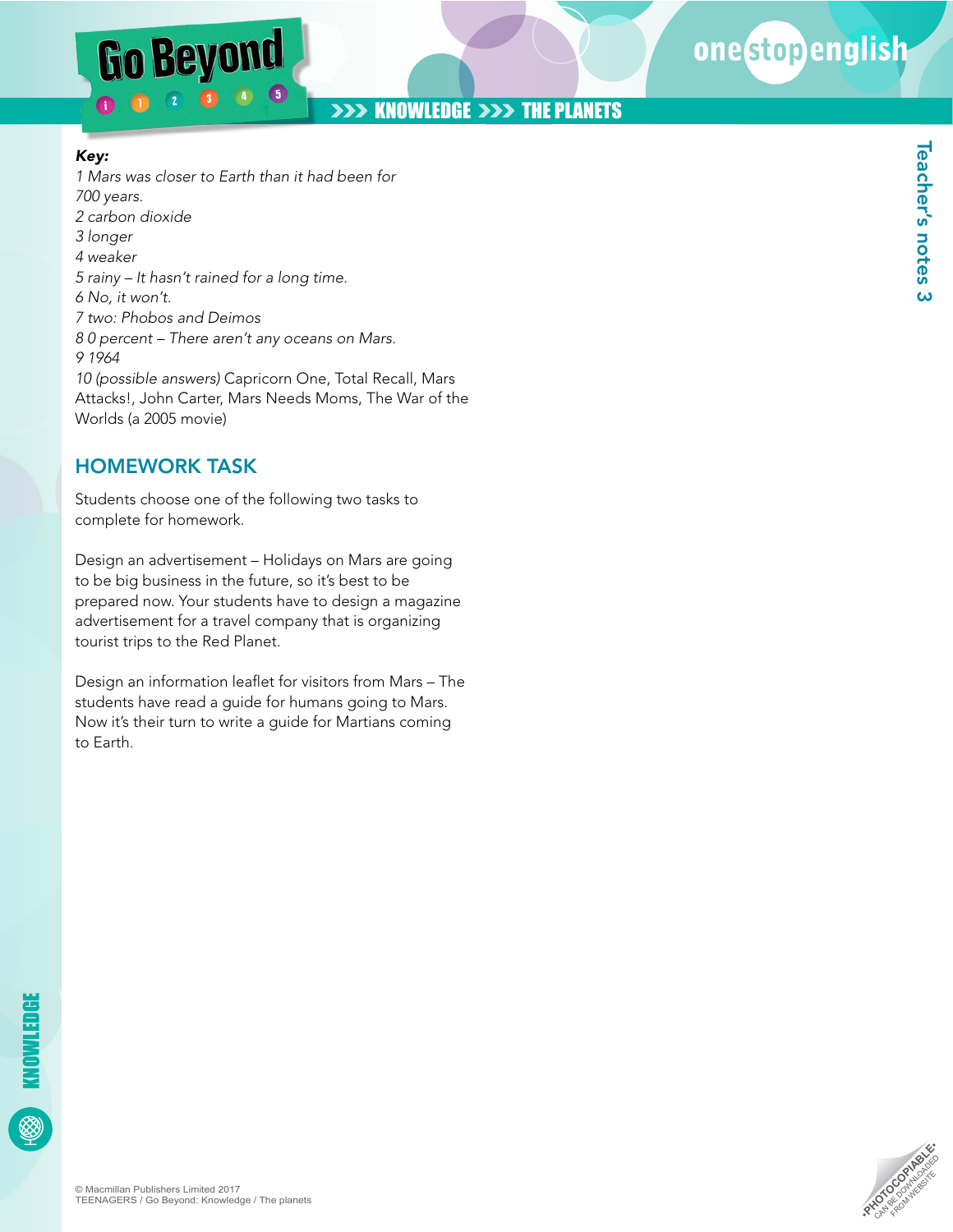***Key:***

*1 Mars was closer to Earth than it had been for 700 years.*
*2 carbon dioxide*
*3 longer*
*4 weaker*
*5 rainy – It hasn't rained for a long time.*
*6 No, it won't.*
*7 two: Phobos and Deimos*
*8 0 percent – There aren't any oceans on Mars.*
*9 1964*
*10 (possible answers)* Capricorn One, Total Recall, Mars Attacks!, John Carter, Mars Needs Moms, The War of the Worlds (a 2005 movie)

## HOMEWORK TASK

Students choose one of the following two tasks to complete for homework.

Design an advertisement – Holidays on Mars are going to be big business in the future, so it's best to be prepared now. Your students have to design a magazine advertisement for a travel company that is organizing tourist trips to the Red Planet.

Design an information leaflet for visitors from Mars – The students have read a guide for humans going to Mars. Now it's their turn to write a guide for Martians coming to Earth.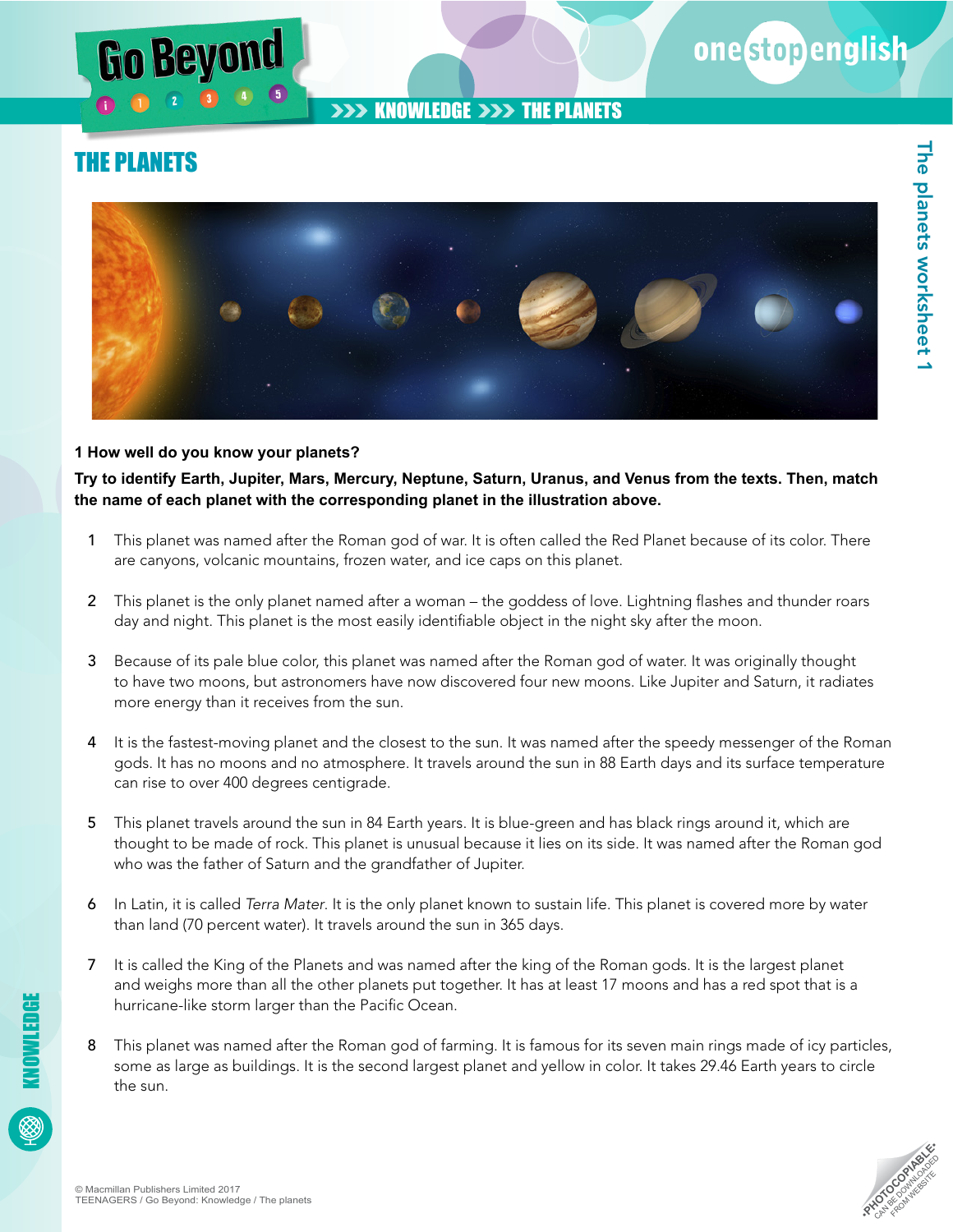# THE PLANETS

**1 How well do you know your planets?**

**Try to identify Earth, Jupiter, Mars, Mercury, Neptune, Saturn, Uranus, and Venus from the texts. Then, match the name of each planet with the corresponding planet in the illustration above.**

1. This planet was named after the Roman god of war. It is often called the Red Planet because of its color. There are canyons, volcanic mountains, frozen water, and ice caps on this planet.

2. This planet is the only planet named after a woman – the goddess of love. Lightning flashes and thunder roars day and night. This planet is the most easily identifiable object in the night sky after the moon.

3. Because of its pale blue color, this planet was named after the Roman god of water. It was originally thought to have two moons, but astronomers have now discovered four new moons. Like Jupiter and Saturn, it radiates more energy than it receives from the sun.

4. It is the fastest-moving planet and the closest to the sun. It was named after the speedy messenger of the Roman gods. It has no moons and no atmosphere. It travels around the sun in 88 Earth days and its surface temperature can rise to over 400 degrees centigrade.

5. This planet travels around the sun in 84 Earth years. It is blue-green and has black rings around it, which are thought to be made of rock. This planet is unusual because it lies on its side. It was named after the Roman god who was the father of Saturn and the grandfather of Jupiter.

6. In Latin, it is called *Terra Mater*. It is the only planet known to sustain life. This planet is covered more by water than land (70 percent water). It travels around the sun in 365 days.

7. It is called the King of the Planets and was named after the king of the Roman gods. It is the largest planet and weighs more than all the other planets put together. It has at least 17 moons and has a red spot that is a hurricane-like storm larger than the Pacific Ocean.

8. This planet was named after the Roman god of farming. It is famous for its seven main rings made of icy particles, some as large as buildings. It is the second largest planet and yellow in color. It takes 29.46 Earth years to circle the sun.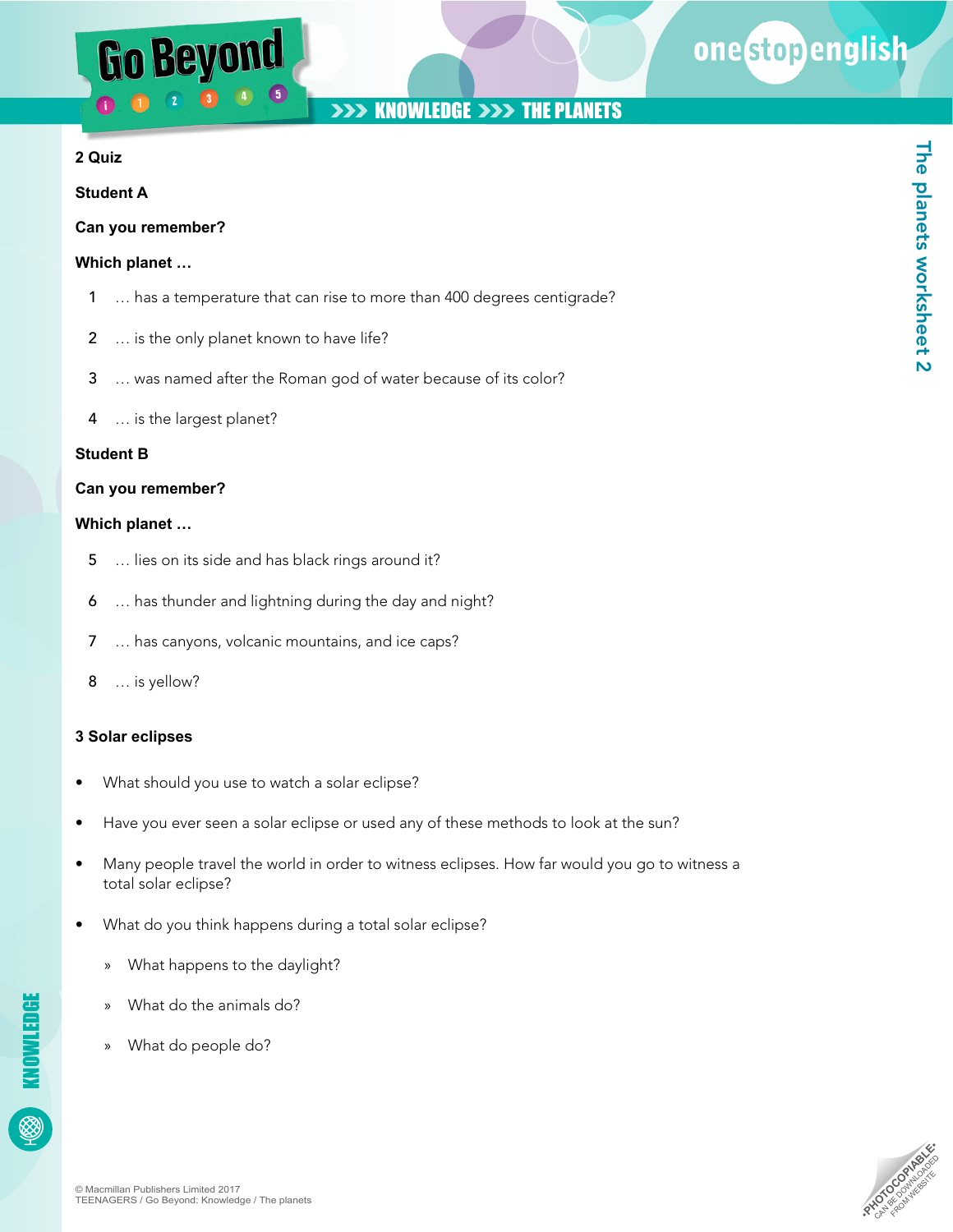## 2 Quiz

**Student A**

**Can you remember?**

**Which planet …**

1 … has a temperature that can rise to more than 400 degrees centigrade?

2 … is the only planet known to have life?

3 … was named after the Roman god of water because of its color?

4 … is the largest planet?

**Student B**

**Can you remember?**

**Which planet …**

5 … lies on its side and has black rings around it?

6 … has thunder and lightning during the day and night?

7 … has canyons, volcanic mountains, and ice caps?

8 … is yellow?

## 3 Solar eclipses

- What should you use to watch a solar eclipse?
- Have you ever seen a solar eclipse or used any of these methods to look at the sun?
- Many people travel the world in order to witness eclipses. How far would you go to witness a total solar eclipse?
- What do you think happens during a total solar eclipse?
  - What happens to the daylight?
  - What do the animals do?
  - What do people do?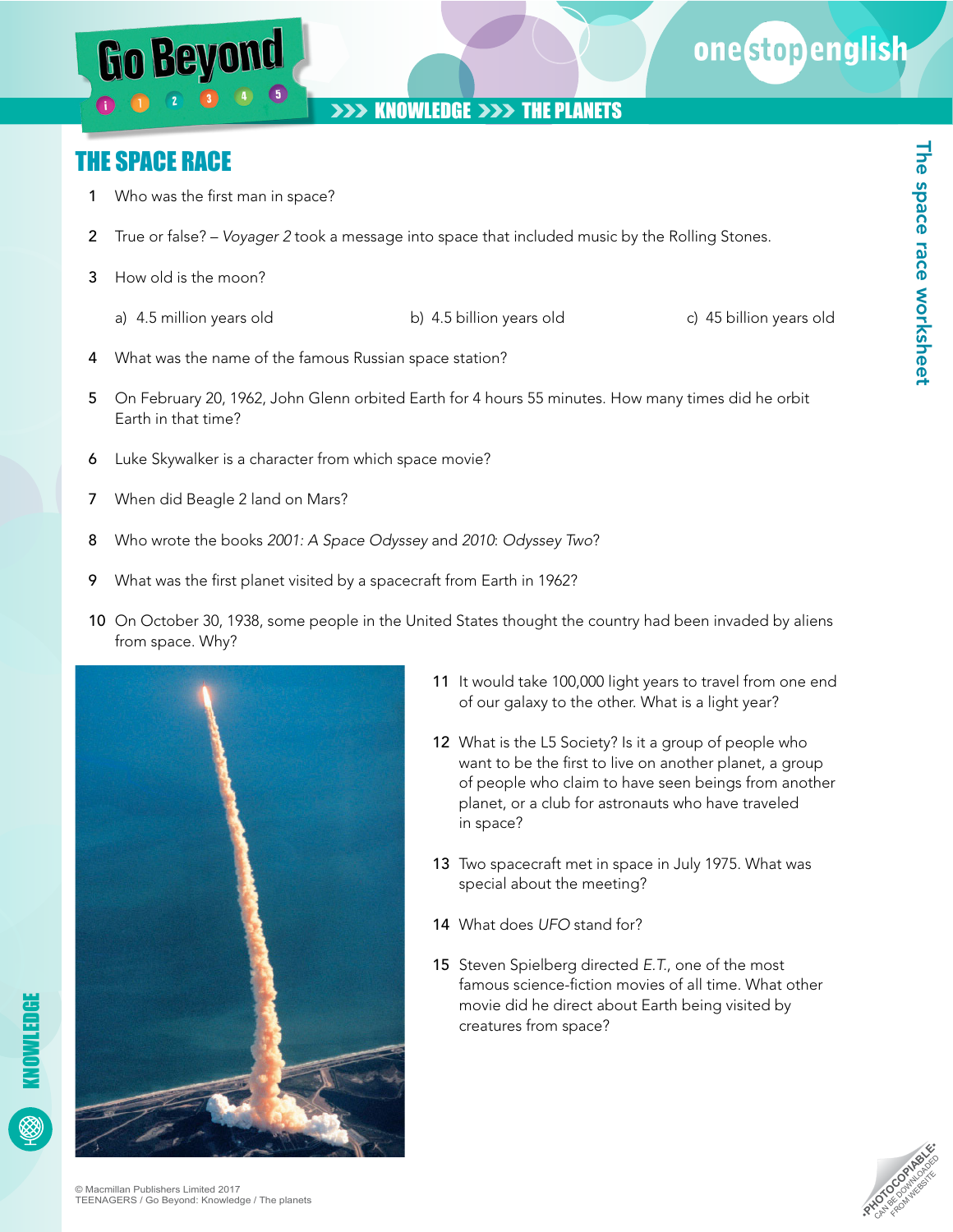## THE SPACE RACE

1. Who was the first man in space?

2. True or false? – *Voyager 2* took a message into space that included music by the Rolling Stones.

3. How old is the moon?

   a) 4.5 million years old  b) 4.5 billion years old  c) 45 billion years old

4. What was the name of the famous Russian space station?

5. On February 20, 1962, John Glenn orbited Earth for 4 hours 55 minutes. How many times did he orbit Earth in that time?

6. Luke Skywalker is a character from which space movie?

7. When did Beagle 2 land on Mars?

8. Who wrote the books *2001: A Space Odyssey* and *2010: Odyssey Two*?

9. What was the first planet visited by a spacecraft from Earth in 1962?

10. On October 30, 1938, some people in the United States thought the country had been invaded by aliens from space. Why?

11. It would take 100,000 light years to travel from one end of our galaxy to the other. What is a light year?

12. What is the L5 Society? Is it a group of people who want to be the first to live on another planet, a group of people who claim to have seen beings from another planet, or a club for astronauts who have traveled in space?

13. Two spacecraft met in space in July 1975. What was special about the meeting?

14. What does *UFO* stand for?

15. Steven Spielberg directed *E.T.*, one of the most famous science-fiction movies of all time. What other movie did he direct about Earth being visited by creatures from space?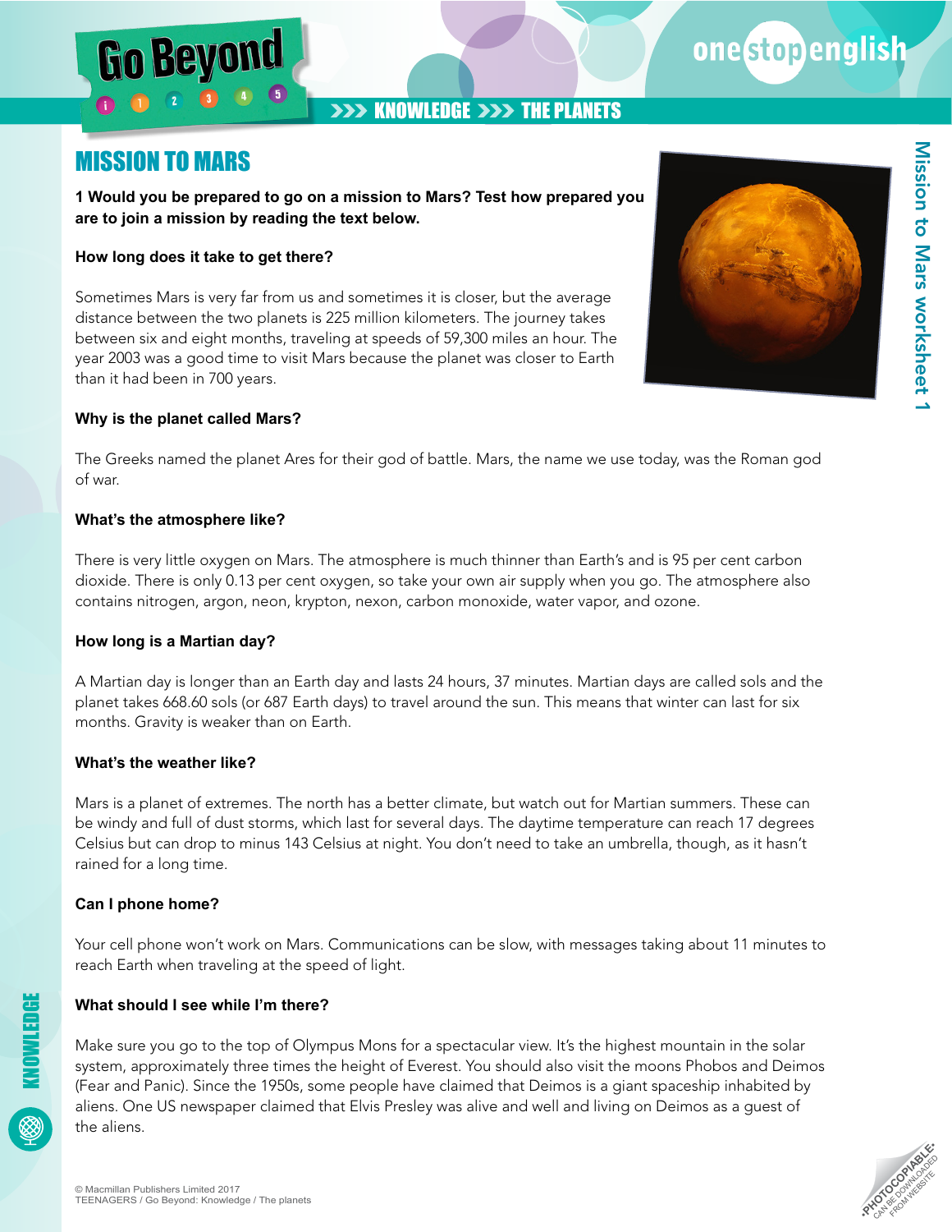# MISSION TO MARS

**1 Would you be prepared to go on a mission to Mars? Test how prepared you are to join a mission by reading the text below.**

**How long does it take to get there?**

Sometimes Mars is very far from us and sometimes it is closer, but the average distance between the two planets is 225 million kilometers. The journey takes between six and eight months, traveling at speeds of 59,300 miles an hour. The year 2003 was a good time to visit Mars because the planet was closer to Earth than it had been in 700 years.

**Why is the planet called Mars?**

The Greeks named the planet Ares for their god of battle. Mars, the name we use today, was the Roman god of war.

**What's the atmosphere like?**

There is very little oxygen on Mars. The atmosphere is much thinner than Earth's and is 95 per cent carbon dioxide. There is only 0.13 per cent oxygen, so take your own air supply when you go. The atmosphere also contains nitrogen, argon, neon, krypton, nexon, carbon monoxide, water vapor, and ozone.

**How long is a Martian day?**

A Martian day is longer than an Earth day and lasts 24 hours, 37 minutes. Martian days are called sols and the planet takes 668.60 sols (or 687 Earth days) to travel around the sun. This means that winter can last for six months. Gravity is weaker than on Earth.

**What's the weather like?**

Mars is a planet of extremes. The north has a better climate, but watch out for Martian summers. These can be windy and full of dust storms, which last for several days. The daytime temperature can reach 17 degrees Celsius but can drop to minus 143 Celsius at night. You don't need to take an umbrella, though, as it hasn't rained for a long time.

**Can I phone home?**

Your cell phone won't work on Mars. Communications can be slow, with messages taking about 11 minutes to reach Earth when traveling at the speed of light.

**What should I see while I'm there?**

Make sure you go to the top of Olympus Mons for a spectacular view. It's the highest mountain in the solar system, approximately three times the height of Everest. You should also visit the moons Phobos and Deimos (Fear and Panic). Since the 1950s, some people have claimed that Deimos is a giant spaceship inhabited by aliens. One US newspaper claimed that Elvis Presley was alive and well and living on Deimos as a guest of the aliens.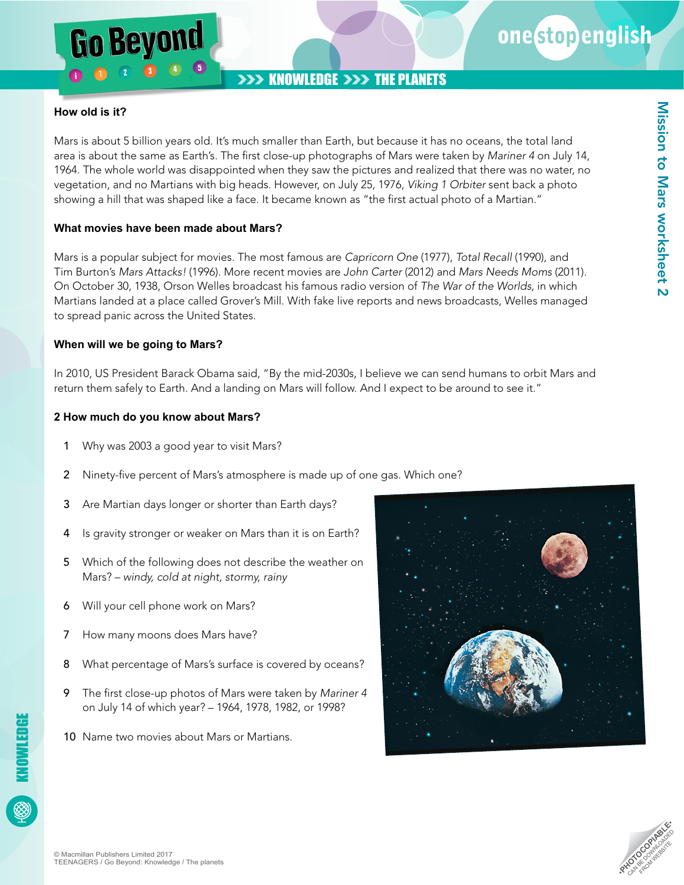### How old is it?

Mars is about 5 billion years old. It's much smaller than Earth, but because it has no oceans, the total land area is about the same as Earth's. The first close-up photographs of Mars were taken by *Mariner 4* on July 14, 1964. The whole world was disappointed when they saw the pictures and realized that there was no water, no vegetation, and no Martians with big heads. However, on July 25, 1976, *Viking 1 Orbiter* sent back a photo showing a hill that was shaped like a face. It became known as "the first actual photo of a Martian."

### What movies have been made about Mars?

Mars is a popular subject for movies. The most famous are *Capricorn One* (1977), *Total Recall* (1990), and Tim Burton's *Mars Attacks!* (1996). More recent movies are *John Carter* (2012) and *Mars Needs Moms* (2011). On October 30, 1938, Orson Welles broadcast his famous radio version of *The War of the Worlds,* in which Martians landed at a place called Grover's Mill. With fake live reports and news broadcasts, Welles managed to spread panic across the United States.

### When will we be going to Mars?

In 2010, US President Barack Obama said, "By the mid-2030s, I believe we can send humans to orbit Mars and return them safely to Earth. And a landing on Mars will follow. And I expect to be around to see it."

### 2 How much do you know about Mars?

1. Why was 2003 a good year to visit Mars?
2. Ninety-five percent of Mars's atmosphere is made up of one gas. Which one?
3. Are Martian days longer or shorter than Earth days?
4. Is gravity stronger or weaker on Mars than it is on Earth?
5. Which of the following does not describe the weather on Mars? – *windy, cold at night, stormy, rainy*
6. Will your cell phone work on Mars?
7. How many moons does Mars have?
8. What percentage of Mars's surface is covered by oceans?
9. The first close-up photos of Mars were taken by *Mariner 4* on July 14 of which year? – 1964, 1978, 1982, or 1998?
10. Name two movies about Mars or Martians.

© Macmillan Publishers Limited 2017
TEENAGERS / Go Beyond: Knowledge / The planets